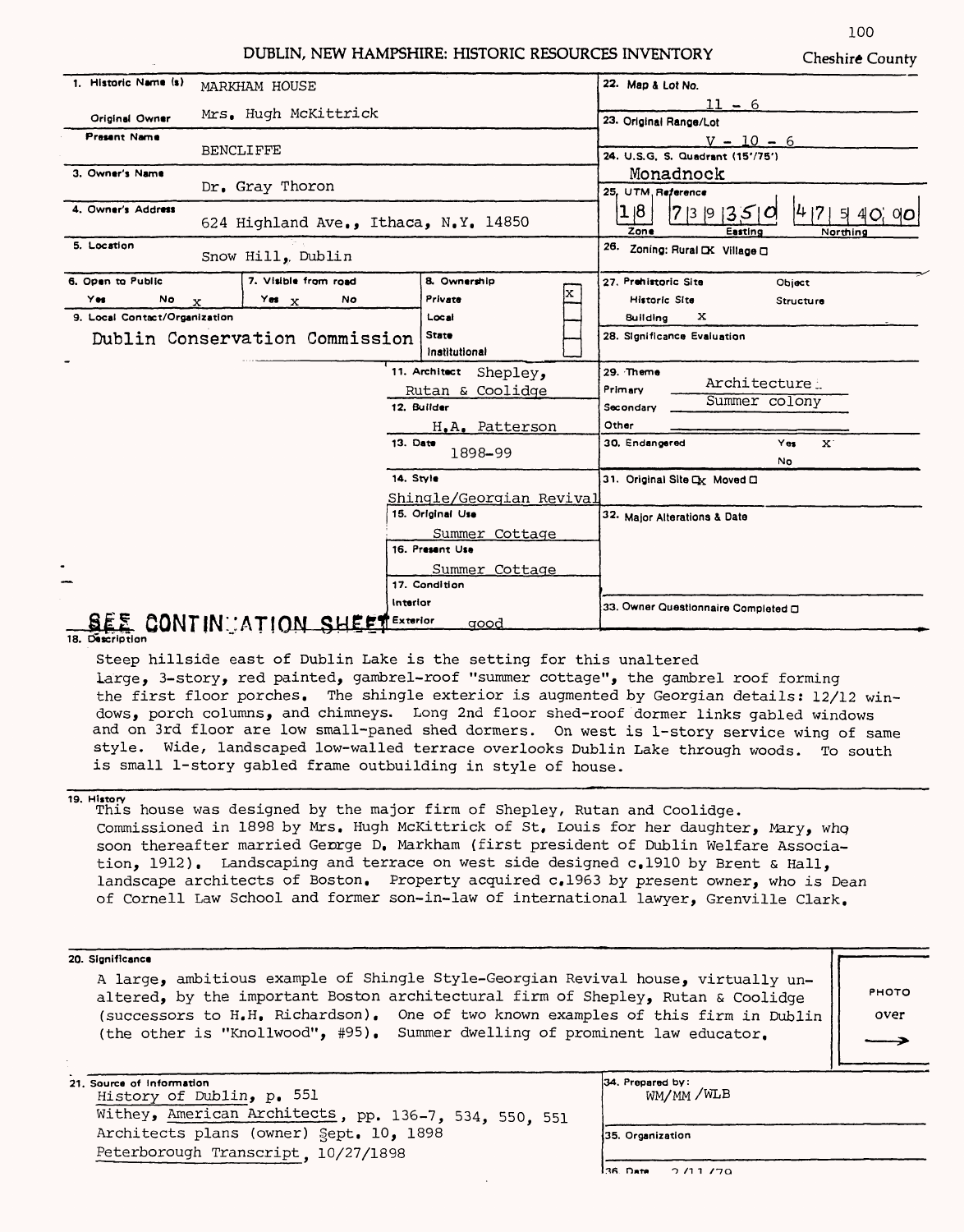# DUBLIN, NEW HAMPSHIRE: HISTORIC RESOURCES INVENTORY

Cheshire County

**1. Historic Name(s):** MARKHAM HOUSE

**Original Owner:** Mrs. Hugh McKittrick

**2. Present Name:** BENCLIFFE

**3. Owner's Name:** Dr. Gray Thoron

**4. Owner's Address:** 624 Highland Ave., Ithaca, N.Y. 14850

**5. Location:** Snow Hill, Dublin

**6. Open to Public:** Yes ___ No x

**7. Visible from road:** Yes x No ___

**8. Ownership:** Private [x] Local [ ] State [ ] Institutional [ ]

**9. Local Contact/Organization:** Dublin Conservation Commission

**11. Architect:** Shepley, Rutan & Coolidge

**12. Builder:** H.A. Patterson

**13. Date:** 1898-99

**14. Style:** Shingle/Georgian Revival

**15. Original Use:** Summer Cottage

**16. Present Use:** Summer Cottage

**17. Condition:** Interior ___ Exterior good

**22. Map & Lot No.:** 11 - 6

**23. Original Range/Lot:** V - 10 - 6

**24. U.S.G.S. Quadrant (15'/7.5'):** Monadnock

**25. UTM Reference:** Zone 18, Easting 739350, Northing 4754000

**26. Zoning:** Rural [x] Village [ ]

**27.** Prehistoric Site ___ Historic Site ___ Building x Object ___ Structure ___

**28. Significance Evaluation:**

**29. Theme:** Primary: Architecture; Secondary: Summer colony; Other: ___

**30. Endangered:** Yes ___ No x

**31.** Original Site [x] Moved [ ]

**32. Major Alterations & Date:**

**33.** Owner Questionnaire Completed [ ]

SEE CONTINUATION SHEET

**18. Description**

Steep hillside east of Dublin Lake is the setting for this unaltered large, 3-story, red painted, gambrel-roof "summer cottage", the gambrel roof forming the first floor porches. The shingle exterior is augmented by Georgian details: 12/12 windows, porch columns, and chimneys. Long 2nd floor shed-roof dormer links gabled windows and on 3rd floor are low small-paned shed dormers. On west is 1-story service wing of same style. Wide, landscaped low-walled terrace overlooks Dublin Lake through woods. To south is small 1-story gabled frame outbuilding in style of house.

**19. History**

This house was designed by the major firm of Shepley, Rutan and Coolidge. Commissioned in 1898 by Mrs. Hugh McKittrick of St. Louis for her daughter, Mary, who soon thereafter married George D. Markham (first president of Dublin Welfare Association, 1912). Landscaping and terrace on west side designed c.1910 by Brent & Hall, landscape architects of Boston. Property acquired c.1963 by present owner, who is Dean of Cornell Law School and former son-in-law of international lawyer, Grenville Clark.

**20. Significance**

A large, ambitious example of Shingle Style-Georgian Revival house, virtually unaltered, by the important Boston architectural firm of Shepley, Rutan & Coolidge (successors to H.H. Richardson). One of two known examples of this firm in Dublin (the other is "Knollwood", #95). Summer dwelling of prominent law educator.

PHOTO over →

**21. Source of Information**

History of Dublin, p. 551
Withey, American Architects, pp. 136-7, 534, 550, 551
Architects plans (owner) Sept. 10, 1898
Peterborough Transcript, 10/27/1898

**34. Prepared by:** WM/MM /WLB

**35. Organization:**

**36. Date:** 2/11/79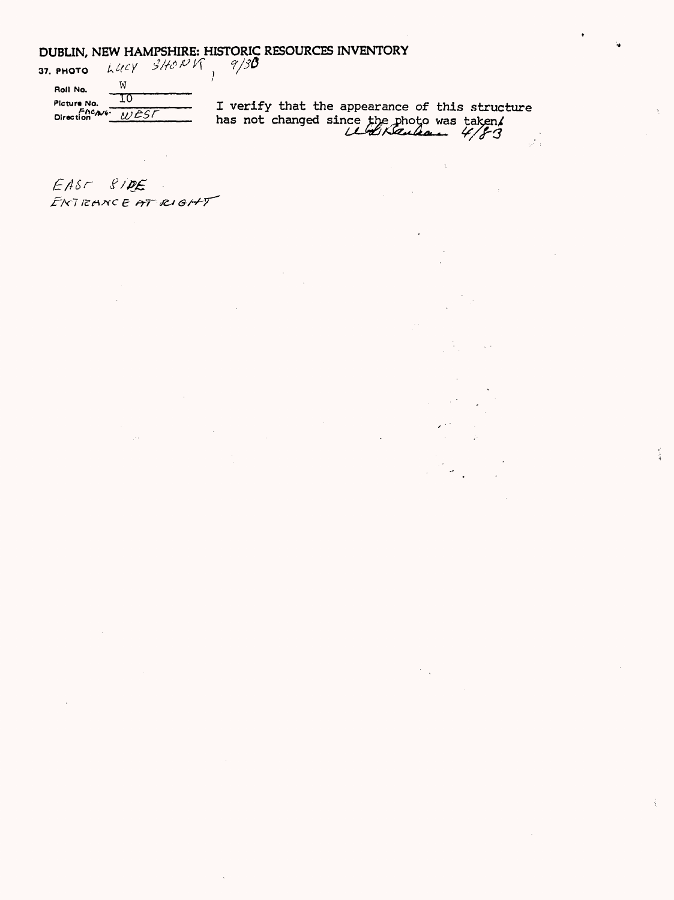# DUBLIN, NEW HAMPSHIRE: HISTORIC RESOURCES INVENTORY

**37. PHOTO** LUCY SHORT, 9/30

Roll No. W

Picture No. 10

Direction FACING WEST

I verify that the appearance of this structure has not changed since the photo was taken/ 4/83

EAST SIDE
ENTRANCE AT RIGHT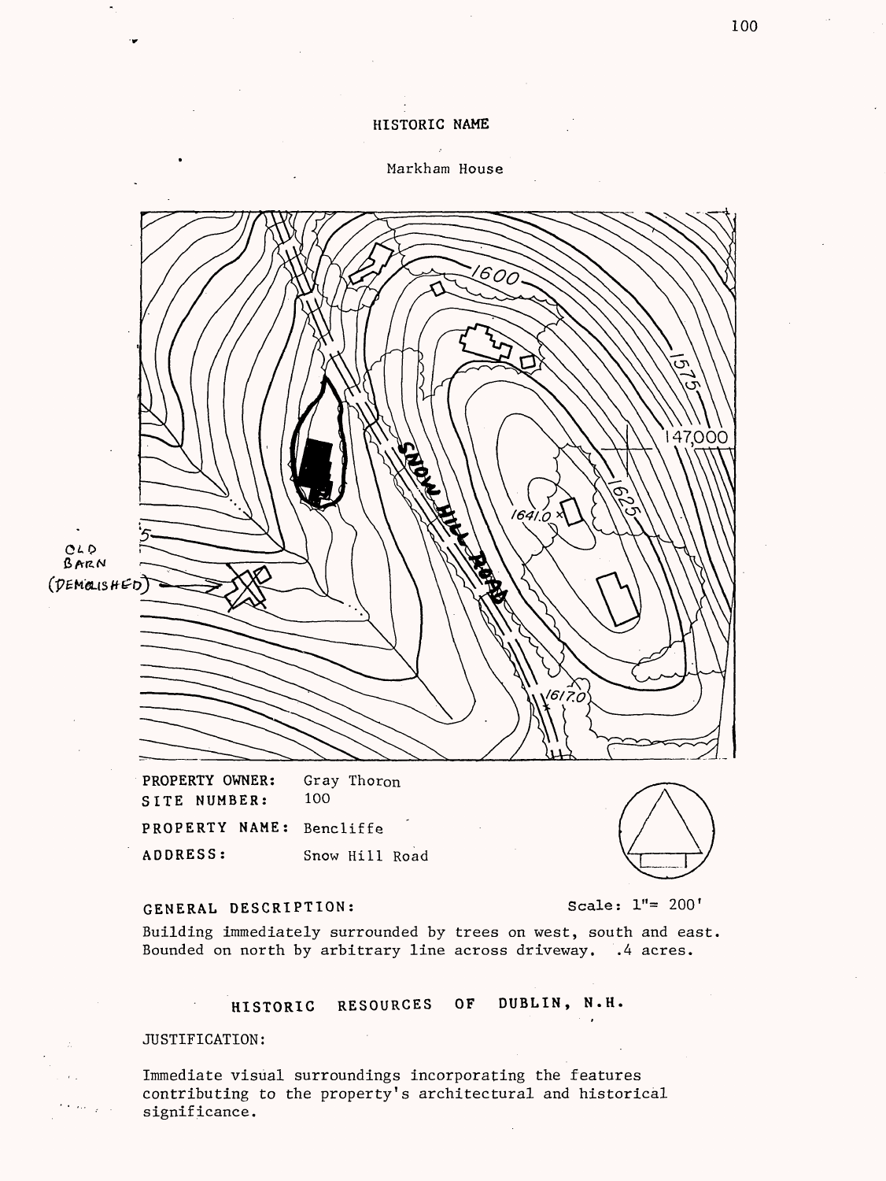HISTORIC NAME

Markham House

1600

1575

147,000

1625

1641.0

SNOW HILL ROAD

OLD BARN (DEMOLISHED)

1617.0

PROPERTY OWNER: Gray Thoron

SITE NUMBER: 100

PROPERTY NAME: Bencliffe

ADDRESS: Snow Hill Road

GENERAL DESCRIPTION:

Scale: 1"= 200'

Building immediately surrounded by trees on west, south and east. Bounded on north by arbitrary line across driveway. .4 acres.

## HISTORIC RESOURCES OF DUBLIN, N.H.

JUSTIFICATION:

Immediate visual surroundings incorporating the features contributing to the property's architectural and historical significance.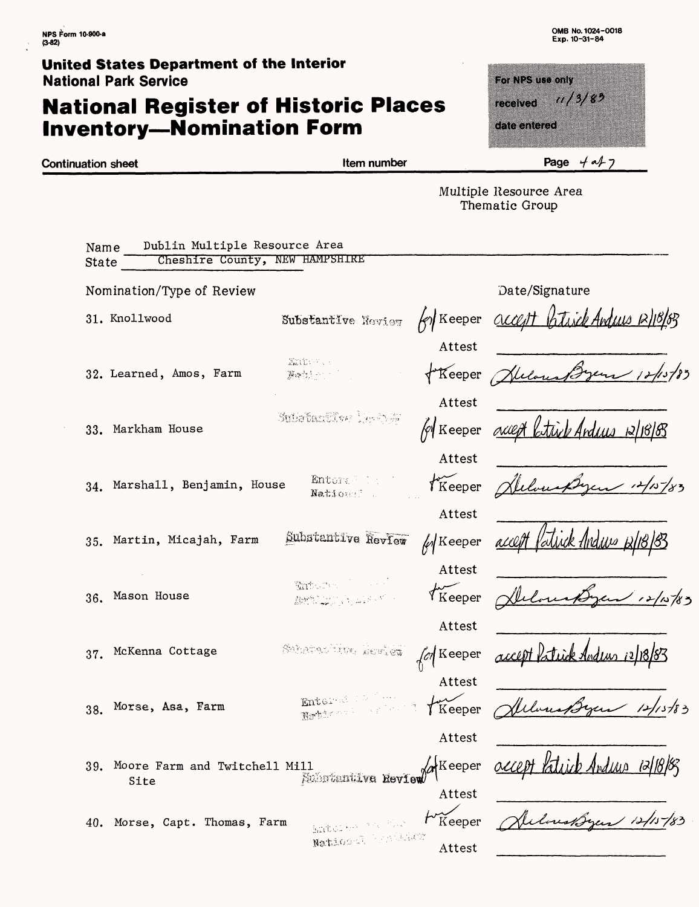NPS Form 10-900-a
(3-82)

OMB No. 1024-0018
Exp. 10-31-84

**United States Department of the Interior**
**National Park Service**

# National Register of Historic Places Inventory—Nomination Form

For NPS use only
received 11/3/83
date entered

Continuation sheet | Item number | Page 4 of 7

Multiple Resource Area
Thematic Group

Name Dublin Multiple Resource Area
State Cheshire County, NEW HAMPSHIRE

| Nomination/Type of Review | | | Date/Signature |
|---|---|---|---|
| 31. Knollwood | Substantive Review | for Keeper | accept Patrick Andrus 12/18/83 |
| | | Attest | |
| 32. Learned, Amos, Farm | Entered in the National Register | for Keeper | Delores Byers 12/15/83 |
| | | Attest | |
| 33. Markham House | Substantive Review | for Keeper | accept Patrick Andrus 12/18/83 |
| | | Attest | |
| 34. Marshall, Benjamin, House | Entered in the National Register | for Keeper | Delores Byers 12/15/83 |
| | | Attest | |
| 35. Martin, Micajah, Farm | Substantive Review | for Keeper | accept Patrick Andrus 12/18/83 |
| | | Attest | |
| 36. Mason House | Entered in the National Register | for Keeper | Delores Byers 12/15/83 |
| | | Attest | |
| 37. McKenna Cottage | Substantive Review | for Keeper | accept Patrick Andrus 12/18/83 |
| | | Attest | |
| 38. Morse, Asa, Farm | Entered in the National Register | for Keeper | Delores Byers 12/15/83 |
| | | Attest | |
| 39. Moore Farm and Twitchell Mill Site | Substantive Review | for Keeper | accept Patrick Andrus 12/18/83 |
| | | Attest | |
| 40. Morse, Capt. Thomas, Farm | Entered in the National Register | for Keeper | Delores Byers 12/15/83 |
| | | Attest | |